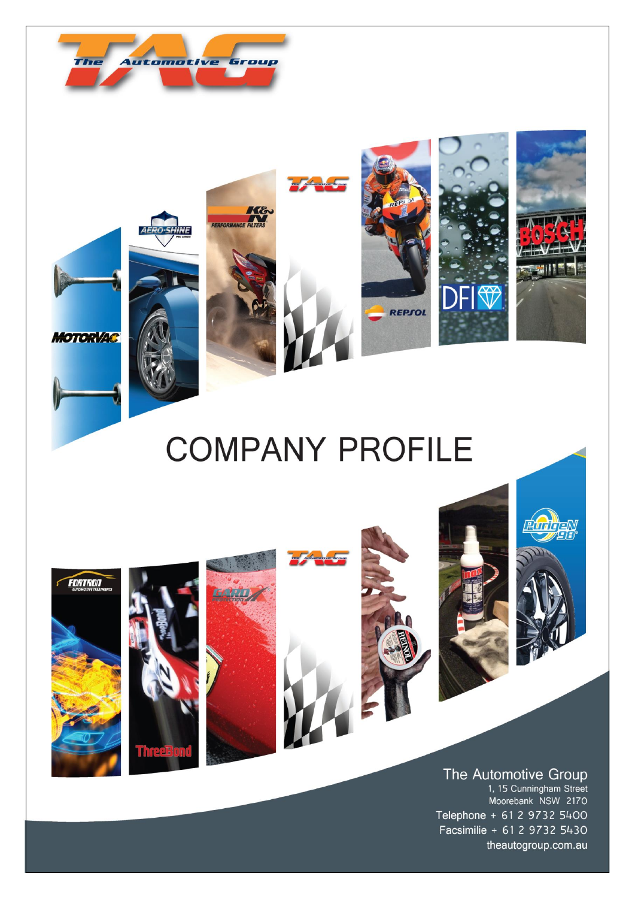# COMPANY PROFILE

The Automotive Group
1, 15 Cunningham Street
Moorebank NSW 2170
Telephone + 61 2 9732 5400
Facsimilie + 61 2 9732 5430
theautogroup.com.au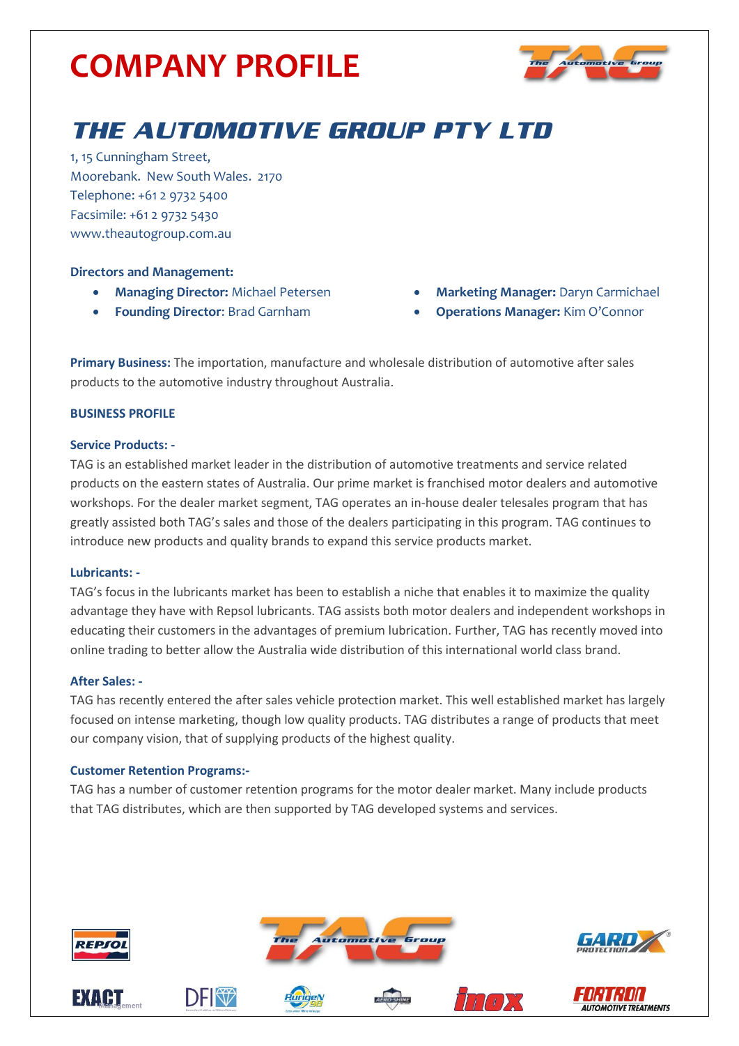# COMPANY PROFILE

## THE AUTOMOTIVE GROUP PTY LTD

1, 15 Cunningham Street,
Moorebank. New South Wales. 2170
Telephone: +61 2 9732 5400
Facsimile: +61 2 9732 5430
www.theautogroup.com.au

**Directors and Management:**

- **Managing Director:** Michael Petersen
- **Founding Director**: Brad Garnham
- **Marketing Manager:** Daryn Carmichael
- **Operations Manager:** Kim O'Connor

**Primary Business:** The importation, manufacture and wholesale distribution of automotive after sales products to the automotive industry throughout Australia.

**BUSINESS PROFILE**

**Service Products: -**

TAG is an established market leader in the distribution of automotive treatments and service related products on the eastern states of Australia. Our prime market is franchised motor dealers and automotive workshops. For the dealer market segment, TAG operates an in-house dealer telesales program that has greatly assisted both TAG's sales and those of the dealers participating in this program. TAG continues to introduce new products and quality brands to expand this service products market.

**Lubricants: -**

TAG's focus in the lubricants market has been to establish a niche that enables it to maximize the quality advantage they have with Repsol lubricants. TAG assists both motor dealers and independent workshops in educating their customers in the advantages of premium lubrication. Further, TAG has recently moved into online trading to better allow the Australia wide distribution of this international world class brand.

**After Sales: -**

TAG has recently entered the after sales vehicle protection market. This well established market has largely focused on intense marketing, though low quality products. TAG distributes a range of products that meet our company vision, that of supplying products of the highest quality.

**Customer Retention Programs:-**

TAG has a number of customer retention programs for the motor dealer market. Many include products that TAG distributes, which are then supported by TAG developed systems and services.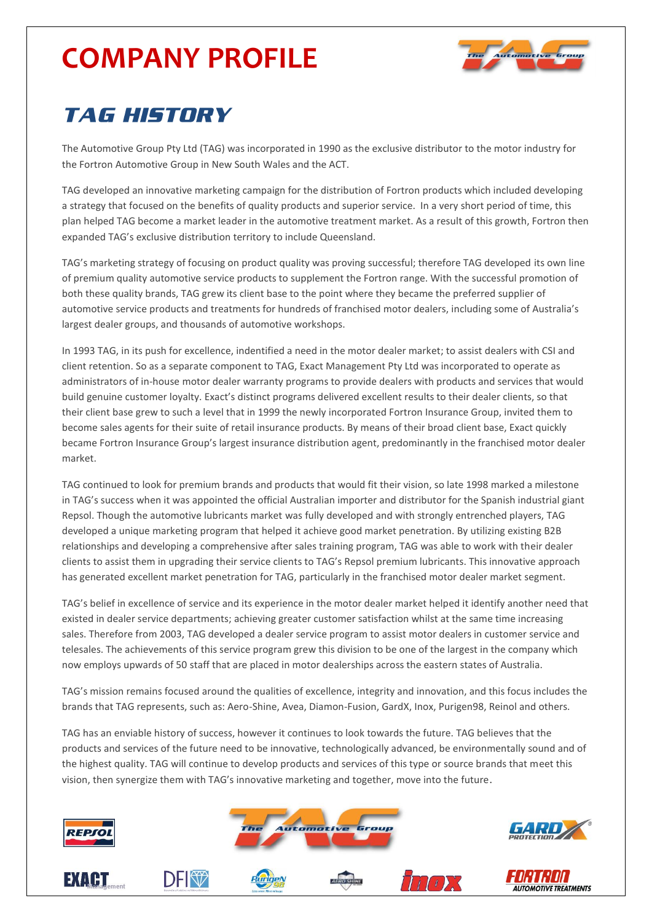# COMPANY PROFILE

## TAG HISTORY

The Automotive Group Pty Ltd (TAG) was incorporated in 1990 as the exclusive distributor to the motor industry for the Fortron Automotive Group in New South Wales and the ACT.

TAG developed an innovative marketing campaign for the distribution of Fortron products which included developing a strategy that focused on the benefits of quality products and superior service. In a very short period of time, this plan helped TAG become a market leader in the automotive treatment market. As a result of this growth, Fortron then expanded TAG's exclusive distribution territory to include Queensland.

TAG's marketing strategy of focusing on product quality was proving successful; therefore TAG developed its own line of premium quality automotive service products to supplement the Fortron range. With the successful promotion of both these quality brands, TAG grew its client base to the point where they became the preferred supplier of automotive service products and treatments for hundreds of franchised motor dealers, including some of Australia's largest dealer groups, and thousands of automotive workshops.

In 1993 TAG, in its push for excellence, indentified a need in the motor dealer market; to assist dealers with CSI and client retention. So as a separate component to TAG, Exact Management Pty Ltd was incorporated to operate as administrators of in-house motor dealer warranty programs to provide dealers with products and services that would build genuine customer loyalty. Exact's distinct programs delivered excellent results to their dealer clients, so that their client base grew to such a level that in 1999 the newly incorporated Fortron Insurance Group, invited them to become sales agents for their suite of retail insurance products. By means of their broad client base, Exact quickly became Fortron Insurance Group's largest insurance distribution agent, predominantly in the franchised motor dealer market.

TAG continued to look for premium brands and products that would fit their vision, so late 1998 marked a milestone in TAG's success when it was appointed the official Australian importer and distributor for the Spanish industrial giant Repsol. Though the automotive lubricants market was fully developed and with strongly entrenched players, TAG developed a unique marketing program that helped it achieve good market penetration. By utilizing existing B2B relationships and developing a comprehensive after sales training program, TAG was able to work with their dealer clients to assist them in upgrading their service clients to TAG's Repsol premium lubricants. This innovative approach has generated excellent market penetration for TAG, particularly in the franchised motor dealer market segment.

TAG's belief in excellence of service and its experience in the motor dealer market helped it identify another need that existed in dealer service departments; achieving greater customer satisfaction whilst at the same time increasing sales. Therefore from 2003, TAG developed a dealer service program to assist motor dealers in customer service and telesales. The achievements of this service program grew this division to be one of the largest in the company which now employs upwards of 50 staff that are placed in motor dealerships across the eastern states of Australia.

TAG's mission remains focused around the qualities of excellence, integrity and innovation, and this focus includes the brands that TAG represents, such as: Aero-Shine, Avea, Diamon-Fusion, GardX, Inox, Purigen98, Reinol and others.

TAG has an enviable history of success, however it continues to look towards the future. TAG believes that the products and services of the future need to be innovative, technologically advanced, be environmentally sound and of the highest quality. TAG will continue to develop products and services of this type or source brands that meet this vision, then synergize them with TAG's innovative marketing and together, move into the future.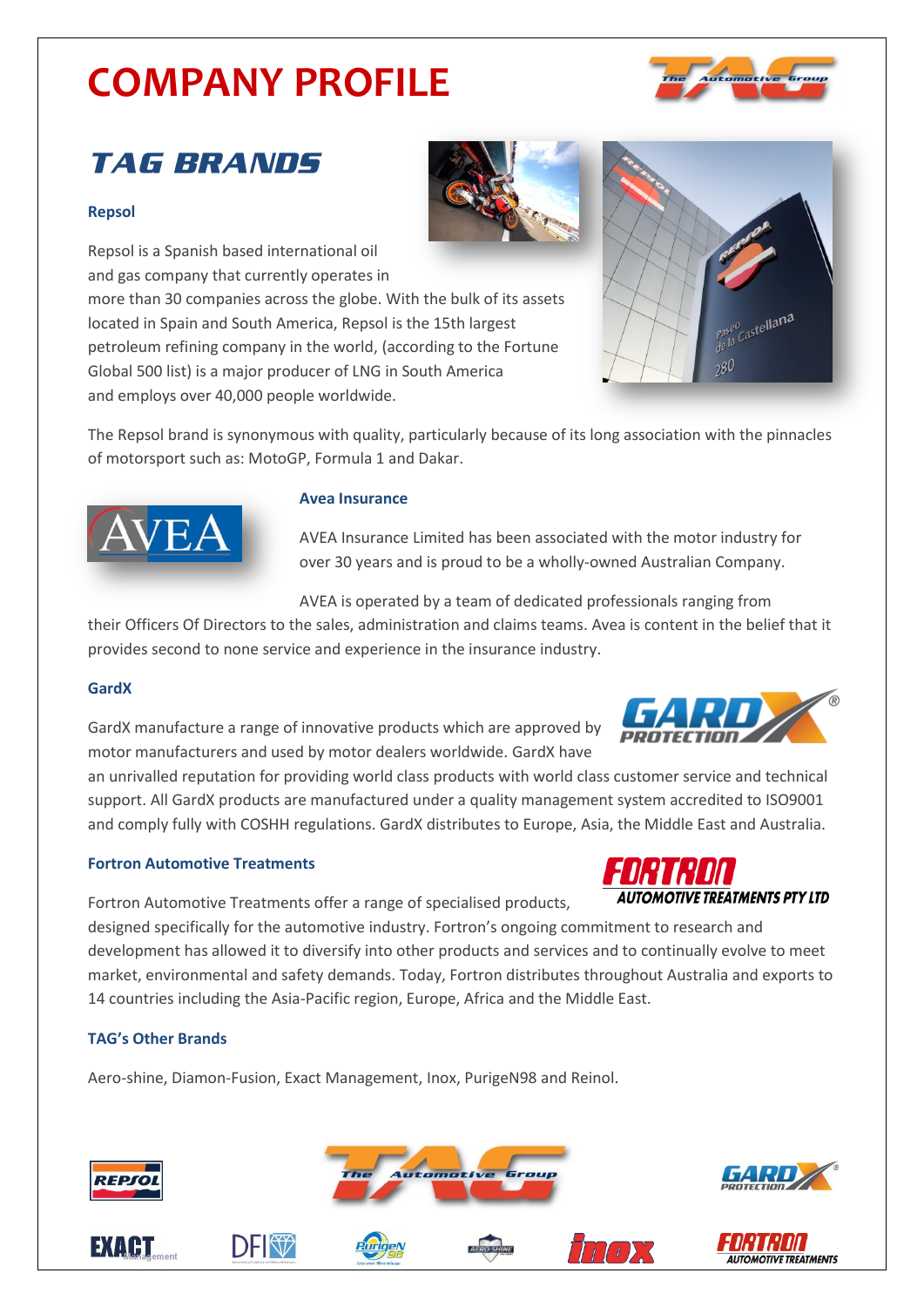# COMPANY PROFILE

## TAG BRANDS

### Repsol

Repsol is a Spanish based international oil and gas company that currently operates in more than 30 companies across the globe. With the bulk of its assets located in Spain and South America, Repsol is the 15th largest petroleum refining company in the world, (according to the Fortune Global 500 list) is a major producer of LNG in South America and employs over 40,000 people worldwide.

The Repsol brand is synonymous with quality, particularly because of its long association with the pinnacles of motorsport such as: MotoGP, Formula 1 and Dakar.

### Avea Insurance

AVEA Insurance Limited has been associated with the motor industry for over 30 years and is proud to be a wholly-owned Australian Company.

AVEA is operated by a team of dedicated professionals ranging from their Officers Of Directors to the sales, administration and claims teams. Avea is content in the belief that it provides second to none service and experience in the insurance industry.

### GardX

GardX manufacture a range of innovative products which are approved by motor manufacturers and used by motor dealers worldwide. GardX have an unrivalled reputation for providing world class products with world class customer service and technical support. All GardX products are manufactured under a quality management system accredited to ISO9001 and comply fully with COSHH regulations. GardX distributes to Europe, Asia, the Middle East and Australia.

### Fortron Automotive Treatments

Fortron Automotive Treatments offer a range of specialised products, designed specifically for the automotive industry. Fortron's ongoing commitment to research and development has allowed it to diversify into other products and services and to continually evolve to meet market, environmental and safety demands. Today, Fortron distributes throughout Australia and exports to 14 countries including the Asia-Pacific region, Europe, Africa and the Middle East.

### TAG's Other Brands

Aero-shine, Diamon-Fusion, Exact Management, Inox, PurigeN98 and Reinol.